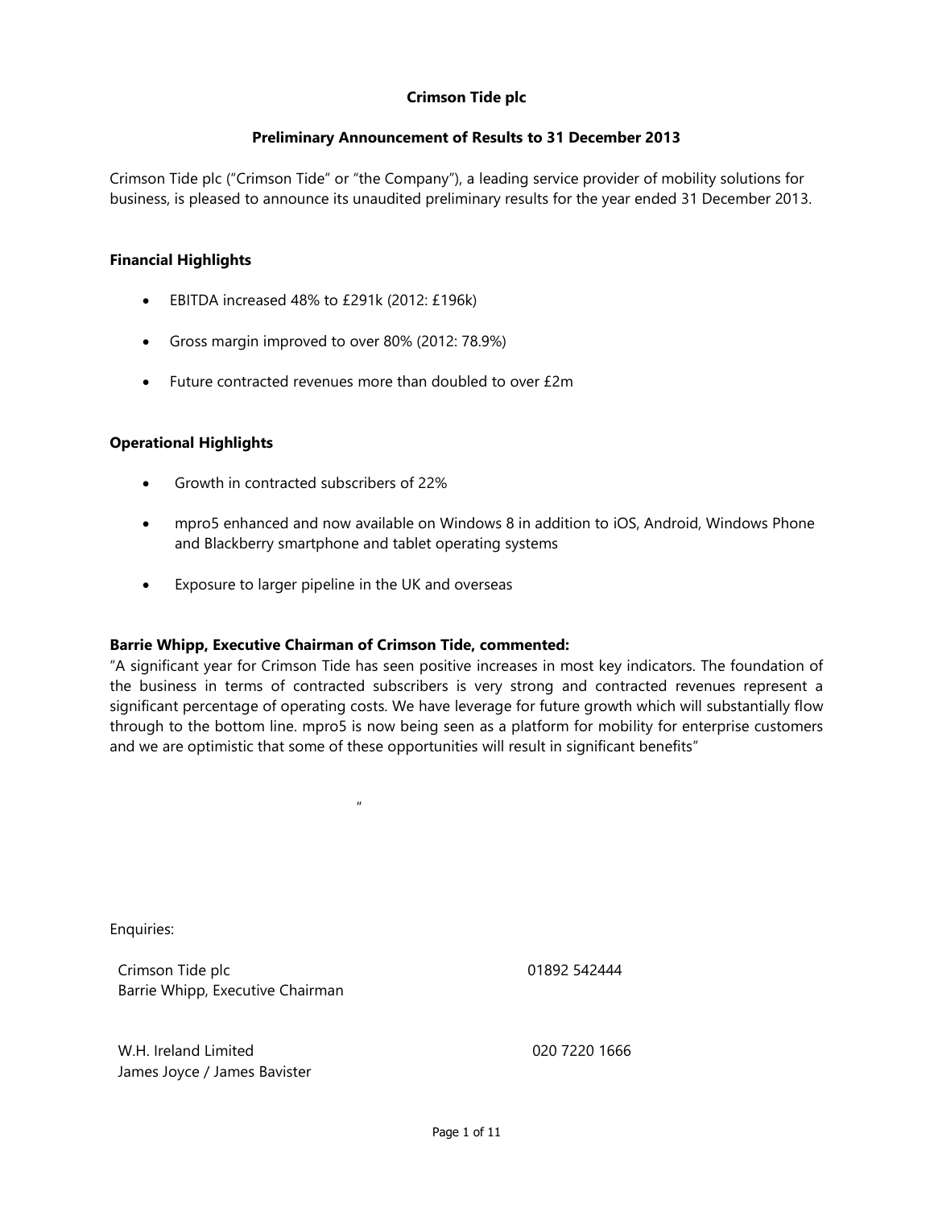# Crimson Tide plc

## Preliminary Announcement of Results to 31 December 2013

Crimson Tide plc ("Crimson Tide" or "the Company"), a leading service provider of mobility solutions for business, is pleased to announce its unaudited preliminary results for the year ended 31 December 2013.

### Financial Highlights

- EBITDA increased 48% to £291k (2012: £196k)
- Gross margin improved to over 80% (2012: 78.9%)
- Future contracted revenues more than doubled to over £2m

### Operational Highlights

- Growth in contracted subscribers of 22%
- mpro5 enhanced and now available on Windows 8 in addition to iOS, Android, Windows Phone and Blackberry smartphone and tablet operating systems
- Exposure to larger pipeline in the UK and overseas

**Barrie Whipp, Executive Chairman of Crimson Tide, commented:**

"A significant year for Crimson Tide has seen positive increases in most key indicators. The foundation of the business in terms of contracted subscribers is very strong and contracted revenues represent a significant percentage of operating costs. We have leverage for future growth which will substantially flow through to the bottom line. mpro5 is now being seen as a platform for mobility for enterprise customers and we are optimistic that some of these opportunities will result in significant benefits"

"

Enquiries:

| | |
|---|---|
| Crimson Tide plc<br>Barrie Whipp, Executive Chairman | 01892 542444 |
| W.H. Ireland Limited<br>James Joyce / James Bavister | 020 7220 1666 |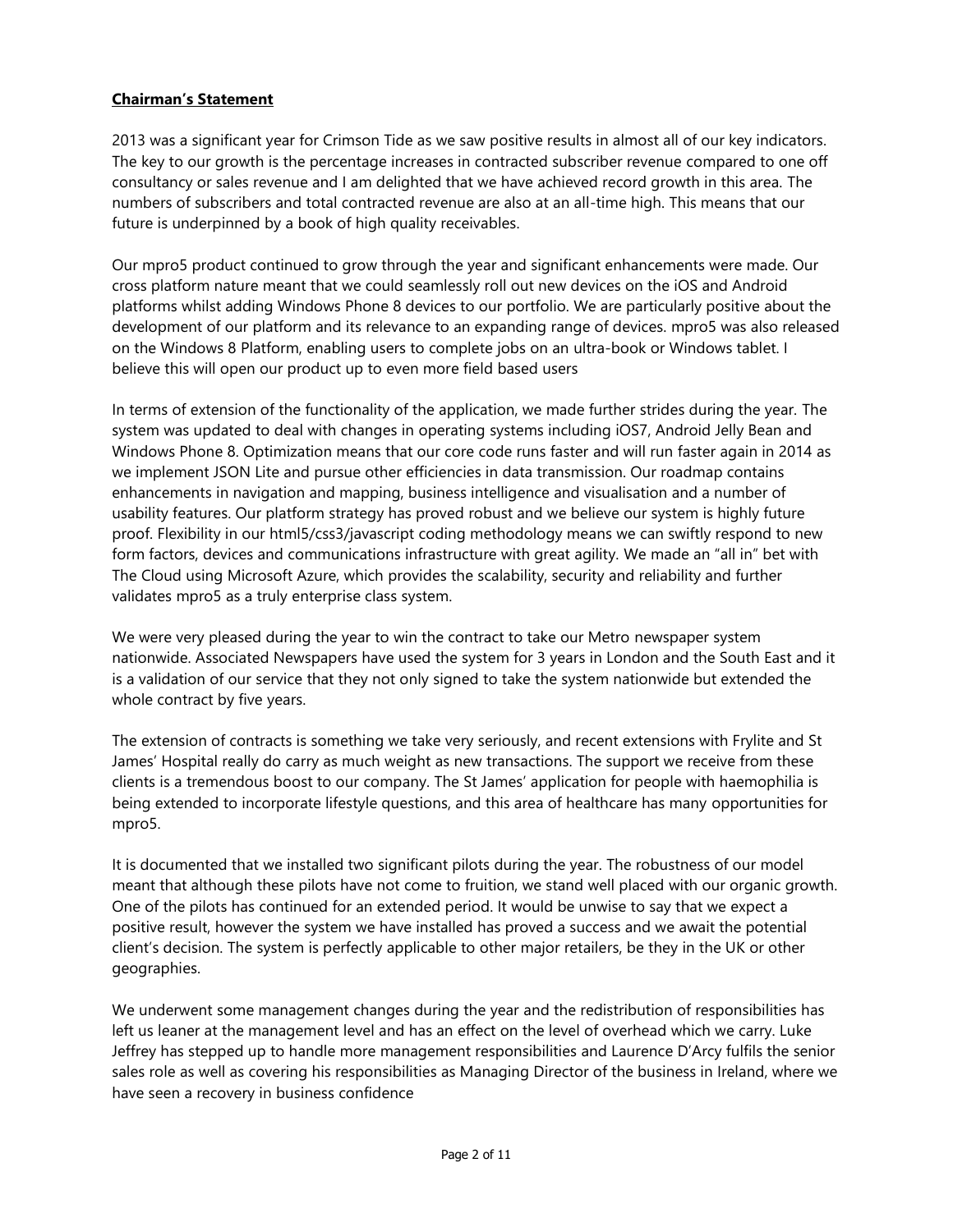## **Chairman's Statement**

2013 was a significant year for Crimson Tide as we saw positive results in almost all of our key indicators. The key to our growth is the percentage increases in contracted subscriber revenue compared to one off consultancy or sales revenue and I am delighted that we have achieved record growth in this area. The numbers of subscribers and total contracted revenue are also at an all-time high. This means that our future is underpinned by a book of high quality receivables.

Our mpro5 product continued to grow through the year and significant enhancements were made. Our cross platform nature meant that we could seamlessly roll out new devices on the iOS and Android platforms whilst adding Windows Phone 8 devices to our portfolio. We are particularly positive about the development of our platform and its relevance to an expanding range of devices. mpro5 was also released on the Windows 8 Platform, enabling users to complete jobs on an ultra-book or Windows tablet. I believe this will open our product up to even more field based users

In terms of extension of the functionality of the application, we made further strides during the year. The system was updated to deal with changes in operating systems including iOS7, Android Jelly Bean and Windows Phone 8. Optimization means that our core code runs faster and will run faster again in 2014 as we implement JSON Lite and pursue other efficiencies in data transmission. Our roadmap contains enhancements in navigation and mapping, business intelligence and visualisation and a number of usability features. Our platform strategy has proved robust and we believe our system is highly future proof. Flexibility in our html5/css3/javascript coding methodology means we can swiftly respond to new form factors, devices and communications infrastructure with great agility. We made an "all in" bet with The Cloud using Microsoft Azure, which provides the scalability, security and reliability and further validates mpro5 as a truly enterprise class system.

We were very pleased during the year to win the contract to take our Metro newspaper system nationwide. Associated Newspapers have used the system for 3 years in London and the South East and it is a validation of our service that they not only signed to take the system nationwide but extended the whole contract by five years.

The extension of contracts is something we take very seriously, and recent extensions with Frylite and St James' Hospital really do carry as much weight as new transactions. The support we receive from these clients is a tremendous boost to our company. The St James' application for people with haemophilia is being extended to incorporate lifestyle questions, and this area of healthcare has many opportunities for mpro5.

It is documented that we installed two significant pilots during the year. The robustness of our model meant that although these pilots have not come to fruition, we stand well placed with our organic growth. One of the pilots has continued for an extended period. It would be unwise to say that we expect a positive result, however the system we have installed has proved a success and we await the potential client's decision. The system is perfectly applicable to other major retailers, be they in the UK or other geographies.

We underwent some management changes during the year and the redistribution of responsibilities has left us leaner at the management level and has an effect on the level of overhead which we carry. Luke Jeffrey has stepped up to handle more management responsibilities and Laurence D'Arcy fulfils the senior sales role as well as covering his responsibilities as Managing Director of the business in Ireland, where we have seen a recovery in business confidence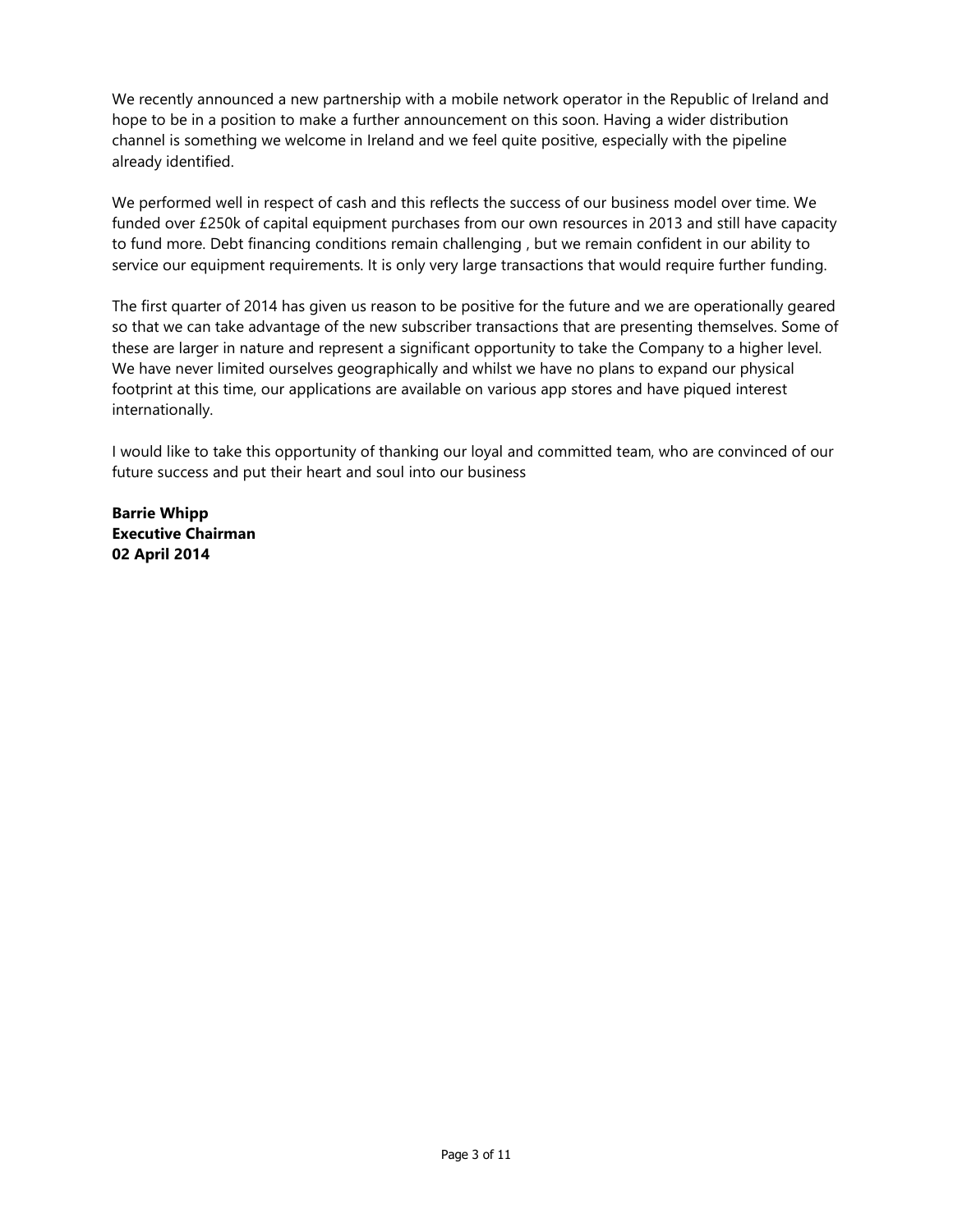We recently announced a new partnership with a mobile network operator in the Republic of Ireland and hope to be in a position to make a further announcement on this soon. Having a wider distribution channel is something we welcome in Ireland and we feel quite positive, especially with the pipeline already identified.

We performed well in respect of cash and this reflects the success of our business model over time. We funded over £250k of capital equipment purchases from our own resources in 2013 and still have capacity to fund more. Debt financing conditions remain challenging , but we remain confident in our ability to service our equipment requirements. It is only very large transactions that would require further funding.

The first quarter of 2014 has given us reason to be positive for the future and we are operationally geared so that we can take advantage of the new subscriber transactions that are presenting themselves. Some of these are larger in nature and represent a significant opportunity to take the Company to a higher level. We have never limited ourselves geographically and whilst we have no plans to expand our physical footprint at this time, our applications are available on various app stores and have piqued interest internationally.

I would like to take this opportunity of thanking our loyal and committed team, who are convinced of our future success and put their heart and soul into our business

**Barrie Whipp**
**Executive Chairman**
**02 April 2014**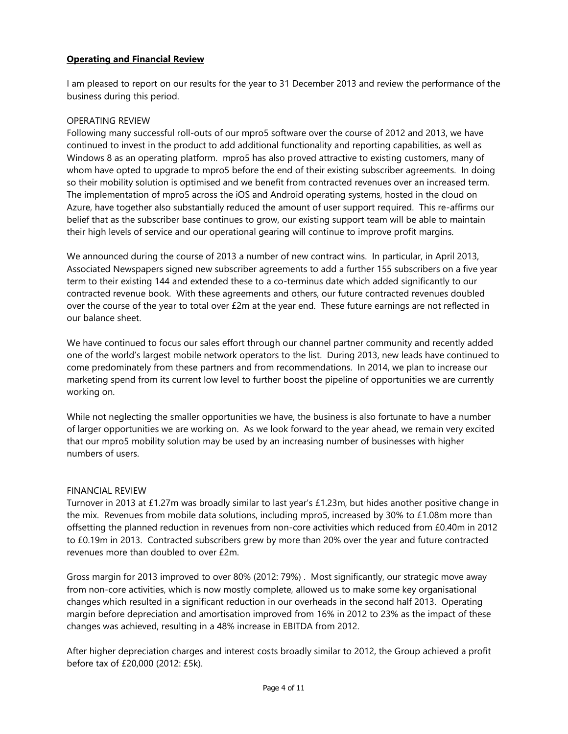## Operating and Financial Review

I am pleased to report on our results for the year to 31 December 2013 and review the performance of the business during this period.

### OPERATING REVIEW

Following many successful roll-outs of our mpro5 software over the course of 2012 and 2013, we have continued to invest in the product to add additional functionality and reporting capabilities, as well as Windows 8 as an operating platform. mpro5 has also proved attractive to existing customers, many of whom have opted to upgrade to mpro5 before the end of their existing subscriber agreements. In doing so their mobility solution is optimised and we benefit from contracted revenues over an increased term. The implementation of mpro5 across the iOS and Android operating systems, hosted in the cloud on Azure, have together also substantially reduced the amount of user support required. This re-affirms our belief that as the subscriber base continues to grow, our existing support team will be able to maintain their high levels of service and our operational gearing will continue to improve profit margins.

We announced during the course of 2013 a number of new contract wins. In particular, in April 2013, Associated Newspapers signed new subscriber agreements to add a further 155 subscribers on a five year term to their existing 144 and extended these to a co-terminus date which added significantly to our contracted revenue book. With these agreements and others, our future contracted revenues doubled over the course of the year to total over £2m at the year end. These future earnings are not reflected in our balance sheet.

We have continued to focus our sales effort through our channel partner community and recently added one of the world's largest mobile network operators to the list. During 2013, new leads have continued to come predominately from these partners and from recommendations. In 2014, we plan to increase our marketing spend from its current low level to further boost the pipeline of opportunities we are currently working on.

While not neglecting the smaller opportunities we have, the business is also fortunate to have a number of larger opportunities we are working on. As we look forward to the year ahead, we remain very excited that our mpro5 mobility solution may be used by an increasing number of businesses with higher numbers of users.

### FINANCIAL REVIEW

Turnover in 2013 at £1.27m was broadly similar to last year's £1.23m, but hides another positive change in the mix. Revenues from mobile data solutions, including mpro5, increased by 30% to £1.08m more than offsetting the planned reduction in revenues from non-core activities which reduced from £0.40m in 2012 to £0.19m in 2013. Contracted subscribers grew by more than 20% over the year and future contracted revenues more than doubled to over £2m.

Gross margin for 2013 improved to over 80% (2012: 79%) . Most significantly, our strategic move away from non-core activities, which is now mostly complete, allowed us to make some key organisational changes which resulted in a significant reduction in our overheads in the second half 2013. Operating margin before depreciation and amortisation improved from 16% in 2012 to 23% as the impact of these changes was achieved, resulting in a 48% increase in EBITDA from 2012.

After higher depreciation charges and interest costs broadly similar to 2012, the Group achieved a profit before tax of £20,000 (2012: £5k).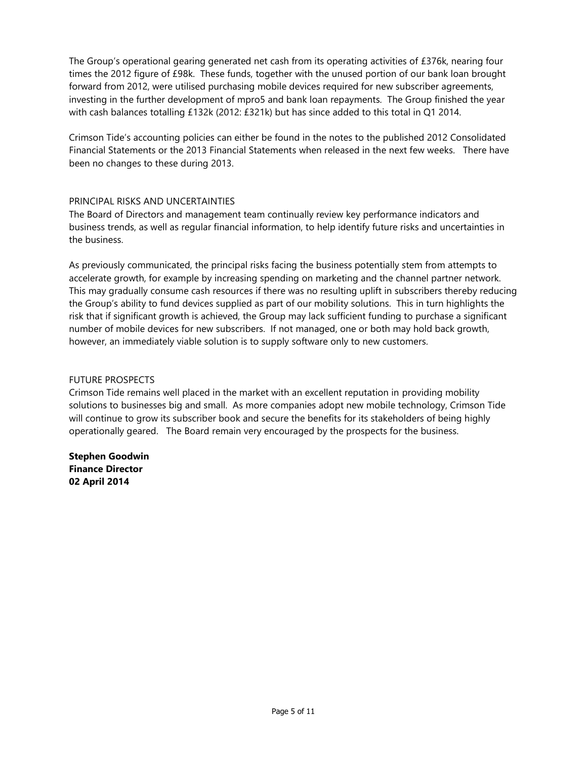The Group's operational gearing generated net cash from its operating activities of £376k, nearing four times the 2012 figure of £98k. These funds, together with the unused portion of our bank loan brought forward from 2012, were utilised purchasing mobile devices required for new subscriber agreements, investing in the further development of mpro5 and bank loan repayments. The Group finished the year with cash balances totalling £132k (2012: £321k) but has since added to this total in Q1 2014.

Crimson Tide's accounting policies can either be found in the notes to the published 2012 Consolidated Financial Statements or the 2013 Financial Statements when released in the next few weeks. There have been no changes to these during 2013.

## PRINCIPAL RISKS AND UNCERTAINTIES

The Board of Directors and management team continually review key performance indicators and business trends, as well as regular financial information, to help identify future risks and uncertainties in the business.

As previously communicated, the principal risks facing the business potentially stem from attempts to accelerate growth, for example by increasing spending on marketing and the channel partner network. This may gradually consume cash resources if there was no resulting uplift in subscribers thereby reducing the Group's ability to fund devices supplied as part of our mobility solutions. This in turn highlights the risk that if significant growth is achieved, the Group may lack sufficient funding to purchase a significant number of mobile devices for new subscribers. If not managed, one or both may hold back growth, however, an immediately viable solution is to supply software only to new customers.

## FUTURE PROSPECTS

Crimson Tide remains well placed in the market with an excellent reputation in providing mobility solutions to businesses big and small. As more companies adopt new mobile technology, Crimson Tide will continue to grow its subscriber book and secure the benefits for its stakeholders of being highly operationally geared. The Board remain very encouraged by the prospects for the business.

**Stephen Goodwin**
**Finance Director**
**02 April 2014**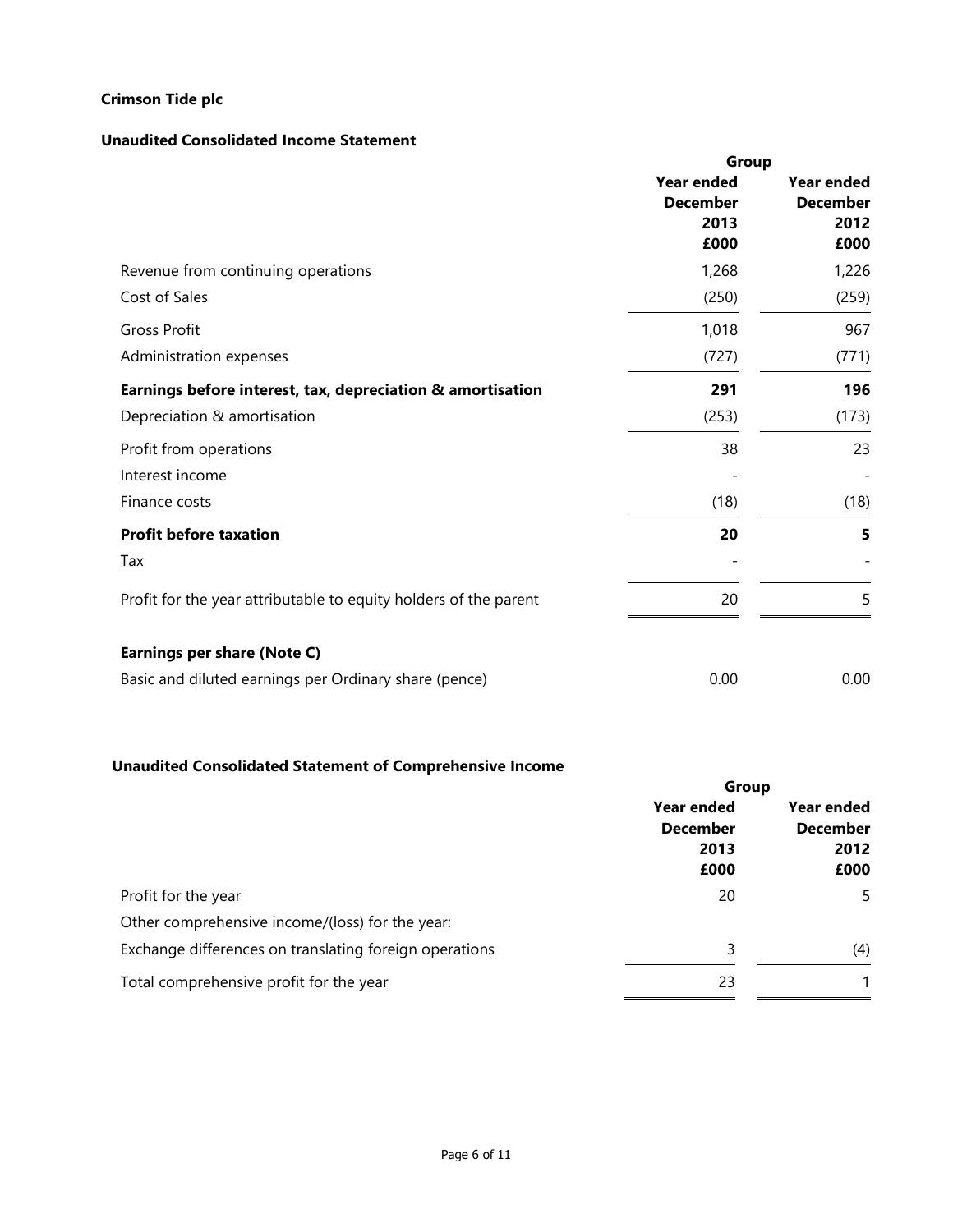**Crimson Tide plc**

**Unaudited Consolidated Income Statement**

| | Group | |
|---|---|---|
| | **Year ended December 2013 £000** | **Year ended December 2012 £000** |
| Revenue from continuing operations | 1,268 | 1,226 |
| Cost of Sales | (250) | (259) |
| Gross Profit | 1,018 | 967 |
| Administration expenses | (727) | (771) |
| **Earnings before interest, tax, depreciation & amortisation** | **291** | **196** |
| Depreciation & amortisation | (253) | (173) |
| Profit from operations | 38 | 23 |
| Interest income | - | - |
| Finance costs | (18) | (18) |
| **Profit before taxation** | **20** | **5** |
| Tax | - | - |
| Profit for the year attributable to equity holders of the parent | 20 | 5 |
| **Earnings per share (Note C)** | | |
| Basic and diluted earnings per Ordinary share (pence) | 0.00 | 0.00 |

**Unaudited Consolidated Statement of Comprehensive Income**

| | Group | |
|---|---|---|
| | **Year ended December 2013 £000** | **Year ended December 2012 £000** |
| Profit for the year | 20 | 5 |
| Other comprehensive income/(loss) for the year: | | |
| Exchange differences on translating foreign operations | 3 | (4) |
| Total comprehensive profit for the year | 23 | 1 |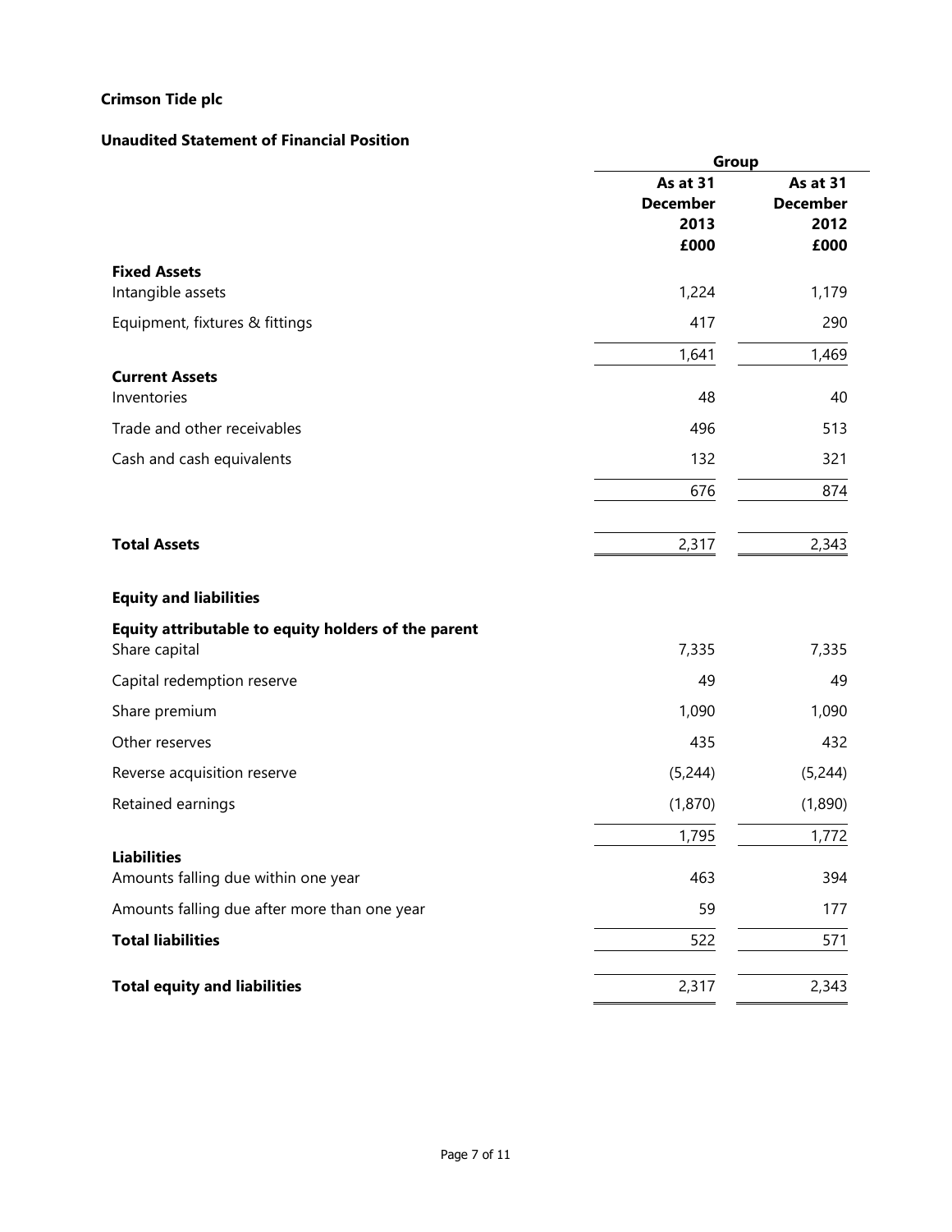**Crimson Tide plc**

**Unaudited Statement of Financial Position**

| | Group | |
|---|---|---|
| | **As at 31 December 2013 £000** | **As at 31 December 2012 £000** |
| **Fixed Assets** | | |
| Intangible assets | 1,224 | 1,179 |
| Equipment, fixtures & fittings | 417 | 290 |
| | 1,641 | 1,469 |
| **Current Assets** | | |
| Inventories | 48 | 40 |
| Trade and other receivables | 496 | 513 |
| Cash and cash equivalents | 132 | 321 |
| | 676 | 874 |
| **Total Assets** | 2,317 | 2,343 |
| **Equity and liabilities** | | |
| **Equity attributable to equity holders of the parent** | | |
| Share capital | 7,335 | 7,335 |
| Capital redemption reserve | 49 | 49 |
| Share premium | 1,090 | 1,090 |
| Other reserves | 435 | 432 |
| Reverse acquisition reserve | (5,244) | (5,244) |
| Retained earnings | (1,870) | (1,890) |
| | 1,795 | 1,772 |
| **Liabilities** | | |
| Amounts falling due within one year | 463 | 394 |
| Amounts falling due after more than one year | 59 | 177 |
| **Total liabilities** | 522 | 571 |
| **Total equity and liabilities** | 2,317 | 2,343 |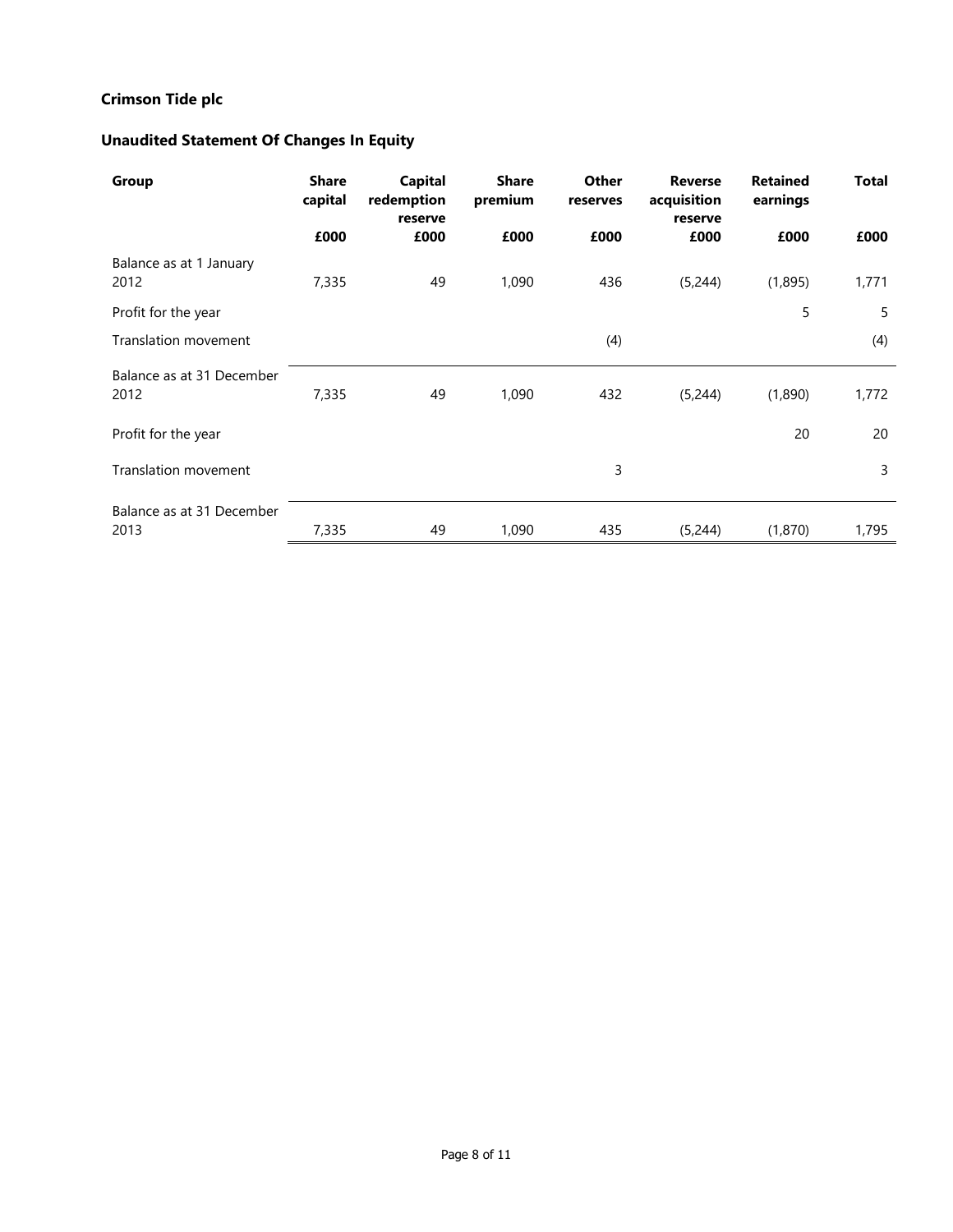**Crimson Tide plc**

**Unaudited Statement Of Changes In Equity**

| Group | Share capital | Capital redemption reserve | Share premium | Other reserves | Reverse acquisition reserve | Retained earnings | Total |
|---|---|---|---|---|---|---|---|
| | £000 | £000 | £000 | £000 | £000 | £000 | £000 |
| Balance as at 1 January 2012 | 7,335 | 49 | 1,090 | 436 | (5,244) | (1,895) | 1,771 |
| Profit for the year | | | | | | 5 | 5 |
| Translation movement | | | | (4) | | | (4) |
| Balance as at 31 December 2012 | 7,335 | 49 | 1,090 | 432 | (5,244) | (1,890) | 1,772 |
| Profit for the year | | | | | | 20 | 20 |
| Translation movement | | | | 3 | | | 3 |
| Balance as at 31 December 2013 | 7,335 | 49 | 1,090 | 435 | (5,244) | (1,870) | 1,795 |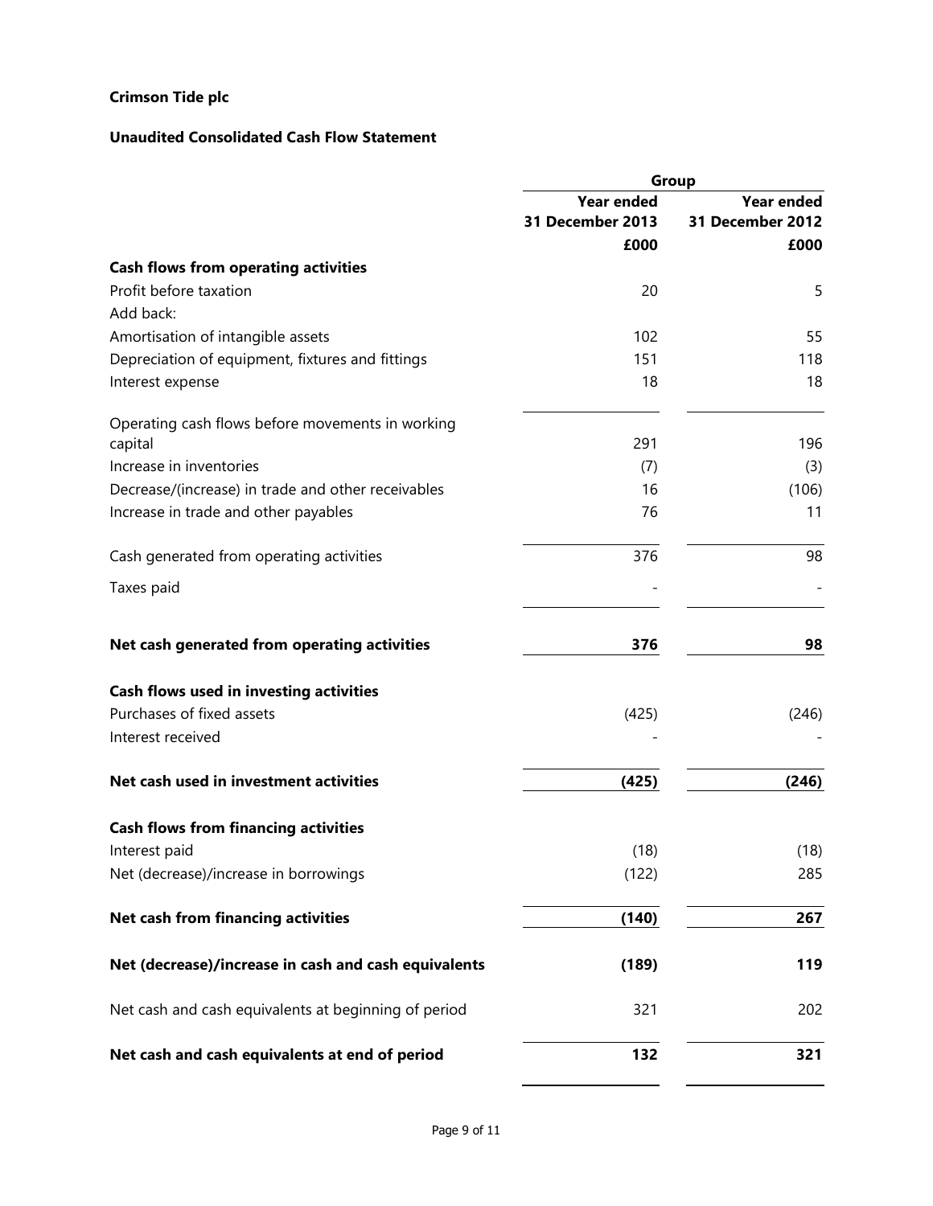**Crimson Tide plc**

**Unaudited Consolidated Cash Flow Statement**

| | Group | |
|---|---|---|
| | **Year ended 31 December 2013** | **Year ended 31 December 2012** |
| | **£000** | **£000** |
| **Cash flows from operating activities** | | |
| Profit before taxation | 20 | 5 |
| Add back: | | |
| Amortisation of intangible assets | 102 | 55 |
| Depreciation of equipment, fixtures and fittings | 151 | 118 |
| Interest expense | 18 | 18 |
| Operating cash flows before movements in working capital | 291 | 196 |
| Increase in inventories | (7) | (3) |
| Decrease/(increase) in trade and other receivables | 16 | (106) |
| Increase in trade and other payables | 76 | 11 |
| Cash generated from operating activities | 376 | 98 |
| Taxes paid | - | - |
| **Net cash generated from operating activities** | **376** | **98** |
| **Cash flows used in investing activities** | | |
| Purchases of fixed assets | (425) | (246) |
| Interest received | - | - |
| **Net cash used in investment activities** | **(425)** | **(246)** |
| **Cash flows from financing activities** | | |
| Interest paid | (18) | (18) |
| Net (decrease)/increase in borrowings | (122) | 285 |
| **Net cash from financing activities** | **(140)** | **267** |
| **Net (decrease)/increase in cash and cash equivalents** | **(189)** | **119** |
| Net cash and cash equivalents at beginning of period | 321 | 202 |
| **Net cash and cash equivalents at end of period** | **132** | **321** |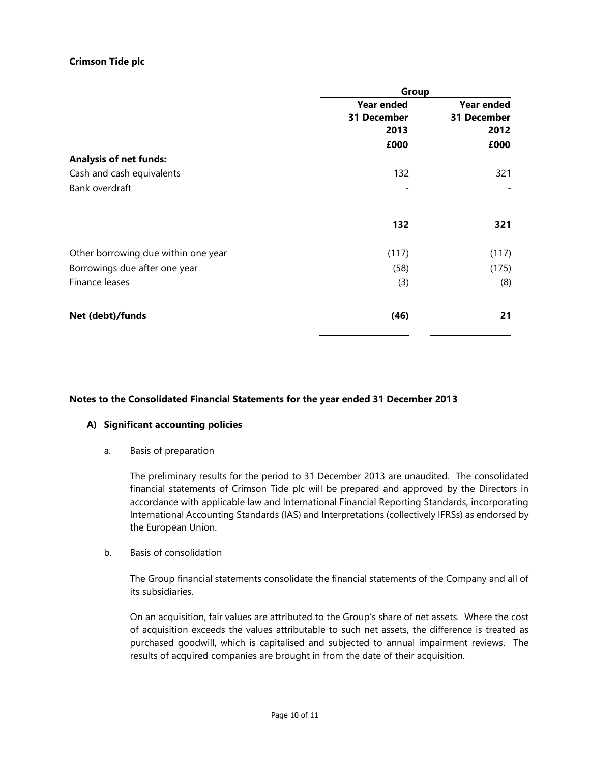**Crimson Tide plc**

| | Group | |
|---|---|---|
| | **Year ended 31 December 2013** | **Year ended 31 December 2012** |
| | **£000** | **£000** |
| **Analysis of net funds:** | | |
| Cash and cash equivalents | 132 | 321 |
| Bank overdraft | - | - |
| | **132** | **321** |
| Other borrowing due within one year | (117) | (117) |
| Borrowings due after one year | (58) | (175) |
| Finance leases | (3) | (8) |
| **Net (debt)/funds** | **(46)** | **21** |

**Notes to the Consolidated Financial Statements for the year ended 31 December 2013**

**A) Significant accounting policies**

a. Basis of preparation

The preliminary results for the period to 31 December 2013 are unaudited. The consolidated financial statements of Crimson Tide plc will be prepared and approved by the Directors in accordance with applicable law and International Financial Reporting Standards, incorporating International Accounting Standards (IAS) and Interpretations (collectively IFRSs) as endorsed by the European Union.

b. Basis of consolidation

The Group financial statements consolidate the financial statements of the Company and all of its subsidiaries.

On an acquisition, fair values are attributed to the Group's share of net assets. Where the cost of acquisition exceeds the values attributable to such net assets, the difference is treated as purchased goodwill, which is capitalised and subjected to annual impairment reviews. The results of acquired companies are brought in from the date of their acquisition.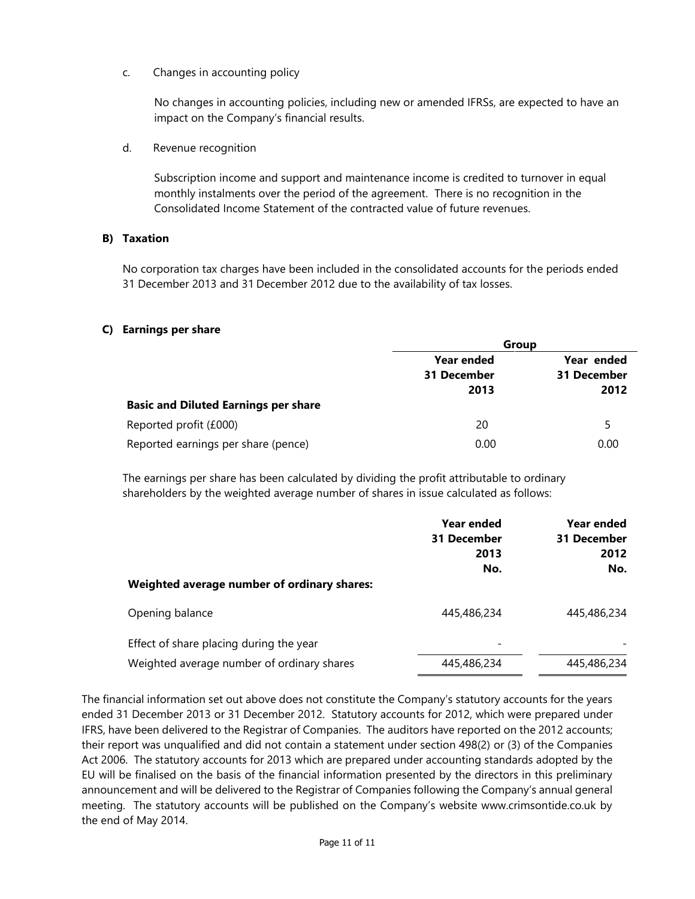c. Changes in accounting policy

No changes in accounting policies, including new or amended IFRSs, are expected to have an impact on the Company's financial results.

d. Revenue recognition

Subscription income and support and maintenance income is credited to turnover in equal monthly instalments over the period of the agreement. There is no recognition in the Consolidated Income Statement of the contracted value of future revenues.

**B) Taxation**

No corporation tax charges have been included in the consolidated accounts for the periods ended 31 December 2013 and 31 December 2012 due to the availability of tax losses.

**C) Earnings per share**

| | Group | |
|---|---|---|
| | **Year ended 31 December 2013** | **Year ended 31 December 2012** |
| **Basic and Diluted Earnings per share** | | |
| Reported profit (£000) | 20 | 5 |
| Reported earnings per share (pence) | 0.00 | 0.00 |

The earnings per share has been calculated by dividing the profit attributable to ordinary shareholders by the weighted average number of shares in issue calculated as follows:

| | **Year ended 31 December 2013 No.** | **Year ended 31 December 2012 No.** |
|---|---|---|
| **Weighted average number of ordinary shares:** | | |
| Opening balance | 445,486,234 | 445,486,234 |
| Effect of share placing during the year | - | - |
| Weighted average number of ordinary shares | 445,486,234 | 445,486,234 |

The financial information set out above does not constitute the Company's statutory accounts for the years ended 31 December 2013 or 31 December 2012. Statutory accounts for 2012, which were prepared under IFRS, have been delivered to the Registrar of Companies. The auditors have reported on the 2012 accounts; their report was unqualified and did not contain a statement under section 498(2) or (3) of the Companies Act 2006. The statutory accounts for 2013 which are prepared under accounting standards adopted by the EU will be finalised on the basis of the financial information presented by the directors in this preliminary announcement and will be delivered to the Registrar of Companies following the Company's annual general meeting. The statutory accounts will be published on the Company's website www.crimsontide.co.uk by the end of May 2014.